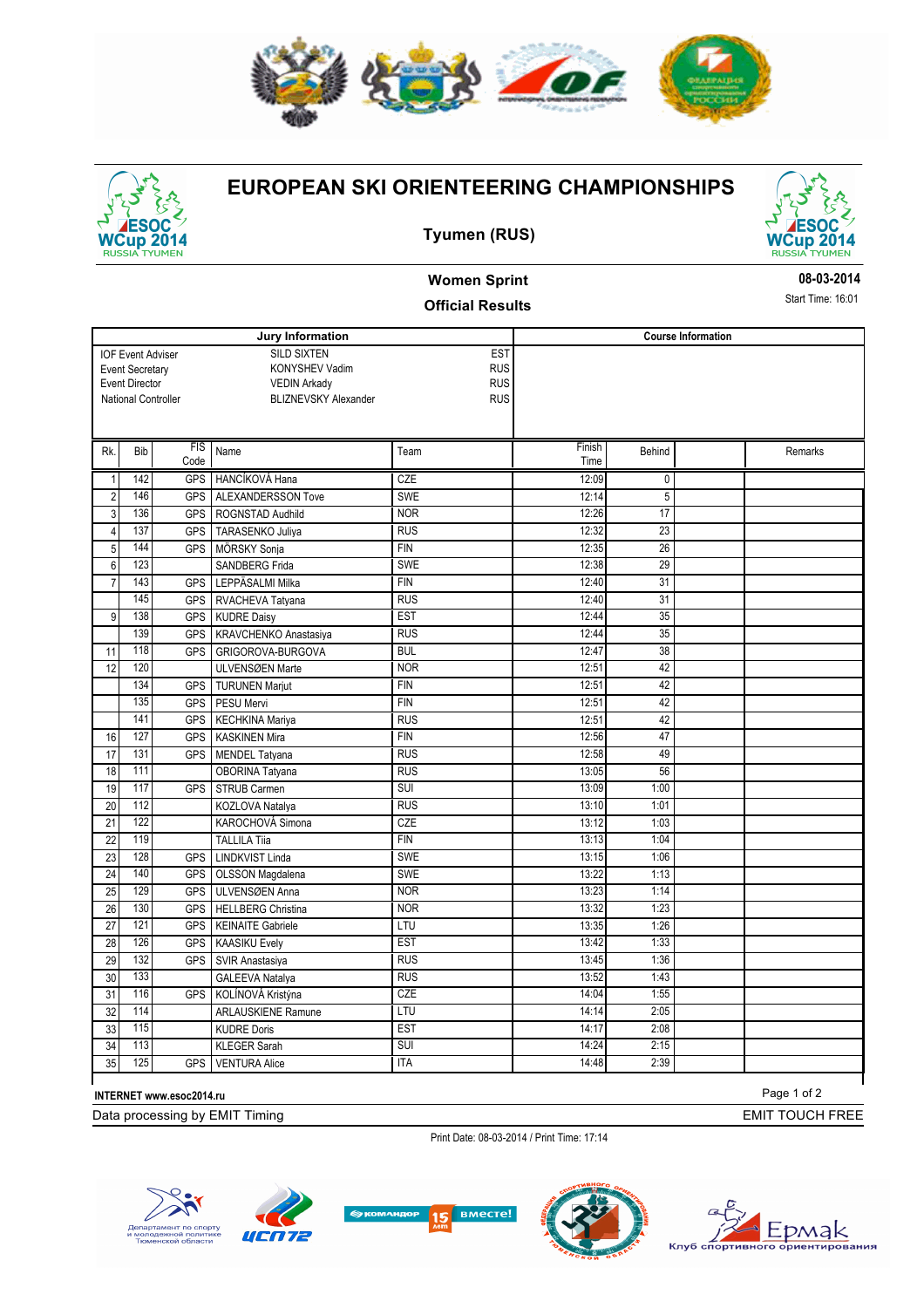# EUROPEAN SKI ORIENTEERING CHAMPIONSHIPS

## Tyumen (RUS)

### Women Sprint

### Official Results

08-03-2014

Start Time: 16:01

| Jury Information | | |
|---|---|---|
| IOF Event Adviser | SILD SIXTEN | EST |
| Event Secretary | KONYSHEV Vadim | RUS |
| Event Director | VEDIN Arkady | RUS |
| National Controller | BLIZNEVSKY Alexander | RUS |

**Course Information**

| Rk. | Bib | FIS Code | Name | Team | Finish Time | Behind | | Remarks |
|---|---|---|---|---|---|---|---|---|
| 1 | 142 | GPS | HANCÍKOVÁ Hana | CZE | 12:09 | 0 | | |
| 2 | 146 | GPS | ALEXANDERSSON Tove | SWE | 12:14 | 5 | | |
| 3 | 136 | GPS | ROGNSTAD Audhild | NOR | 12:26 | 17 | | |
| 4 | 137 | GPS | TARASENKO Juliya | RUS | 12:32 | 23 | | |
| 5 | 144 | GPS | MÖRSKY Sonja | FIN | 12:35 | 26 | | |
| 6 | 123 | | SANDBERG Frida | SWE | 12:38 | 29 | | |
| 7 | 143 | GPS | LEPPÄSALMI Milka | FIN | 12:40 | 31 | | |
| | 145 | GPS | RVACHEVA Tatyana | RUS | 12:40 | 31 | | |
| 9 | 138 | GPS | KUDRE Daisy | EST | 12:44 | 35 | | |
| | 139 | GPS | KRAVCHENKO Anastasiya | RUS | 12:44 | 35 | | |
| 11 | 118 | GPS | GRIGOROVA-BURGOVA | BUL | 12:47 | 38 | | |
| 12 | 120 | | ULVENSØEN Marte | NOR | 12:51 | 42 | | |
| | 134 | GPS | TURUNEN Marjut | FIN | 12:51 | 42 | | |
| | 135 | GPS | PESU Mervi | FIN | 12:51 | 42 | | |
| | 141 | GPS | KECHKINA Mariya | RUS | 12:51 | 42 | | |
| 16 | 127 | GPS | KASKINEN Mira | FIN | 12:56 | 47 | | |
| 17 | 131 | GPS | MENDEL Tatyana | RUS | 12:58 | 49 | | |
| 18 | 111 | | OBORINA Tatyana | RUS | 13:05 | 56 | | |
| 19 | 117 | GPS | STRUB Carmen | SUI | 13:09 | 1:00 | | |
| 20 | 112 | | KOZLOVA Natalya | RUS | 13:10 | 1:01 | | |
| 21 | 122 | | KAROCHOVÁ Simona | CZE | 13:12 | 1:03 | | |
| 22 | 119 | | TALLILA Tiia | FIN | 13:13 | 1:04 | | |
| 23 | 128 | GPS | LINDKVIST Linda | SWE | 13:15 | 1:06 | | |
| 24 | 140 | GPS | OLSSON Magdalena | SWE | 13:22 | 1:13 | | |
| 25 | 129 | GPS | ULVENSØEN Anna | NOR | 13:23 | 1:14 | | |
| 26 | 130 | GPS | HELLBERG Christina | NOR | 13:32 | 1:23 | | |
| 27 | 121 | GPS | KEINAITE Gabriele | LTU | 13:35 | 1:26 | | |
| 28 | 126 | GPS | KAASIKU Evely | EST | 13:42 | 1:33 | | |
| 29 | 132 | GPS | SVIR Anastasiya | RUS | 13:45 | 1:36 | | |
| 30 | 133 | | GALEEVA Natalya | RUS | 13:52 | 1:43 | | |
| 31 | 116 | GPS | KOLÍNOVÁ Kristýna | CZE | 14:04 | 1:55 | | |
| 32 | 114 | | ARLAUSKIENE Ramune | LTU | 14:14 | 2:05 | | |
| 33 | 115 | | KUDRE Doris | EST | 14:17 | 2:08 | | |
| 34 | 113 | | KLEGER Sarah | SUI | 14:24 | 2:15 | | |
| 35 | 125 | GPS | VENTURA Alice | ITA | 14:48 | 2:39 | | |

INTERNET www.esoc2014.ru

Data processing by EMIT Timing

EMIT TOUCH FREE

Print Date: 08-03-2014 / Print Time: 17:14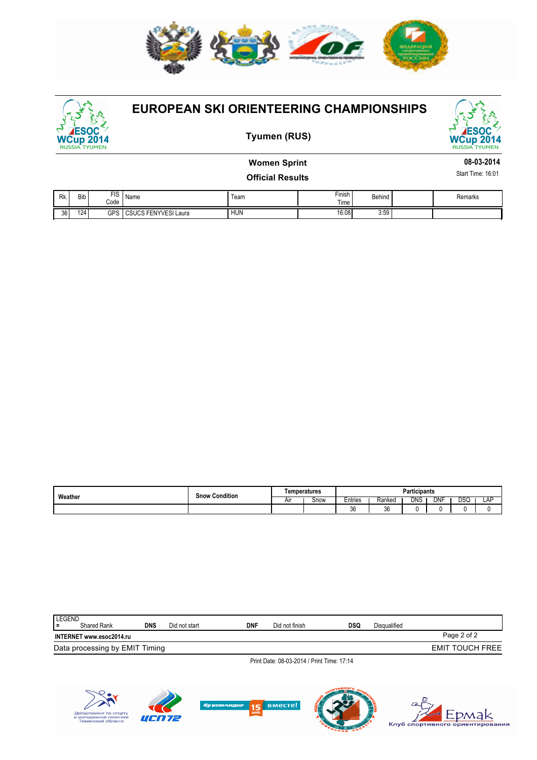# EUROPEAN SKI ORIENTEERING CHAMPIONSHIPS

**Tyumen (RUS)**

**Women Sprint** — **08-03-2014**

**Official Results** — Start Time: 16:01

| Rk. | Bib | FIS Code | Name | Team | Finish Time | Behind | | Remarks |
|---|---|---|---|---|---|---|---|---|
| 36 | 124 | GPS | CSUCS FENYVESI Laura | HUN | 16:08 | 3:59 | | |

| Weather | Snow Condition | Temperatures | | Participants | | | | | |
|---|---|---|---|---|---|---|---|---|---|
| | | Air | Snow | Entries | Ranked | DNS | DNF | DSQ | LAP |
| | | | | 36 | 36 | 0 | 0 | 0 | 0 |

LEGEND
= Shared Rank | **DNS** Did not start | **DNF** Did not finish | **DSQ** Disqualified

**INTERNET www.esoc2014.ru**

Data processing by EMIT Timing — EMIT TOUCH FREE

Print Date: 08-03-2014 / Print Time: 17:14